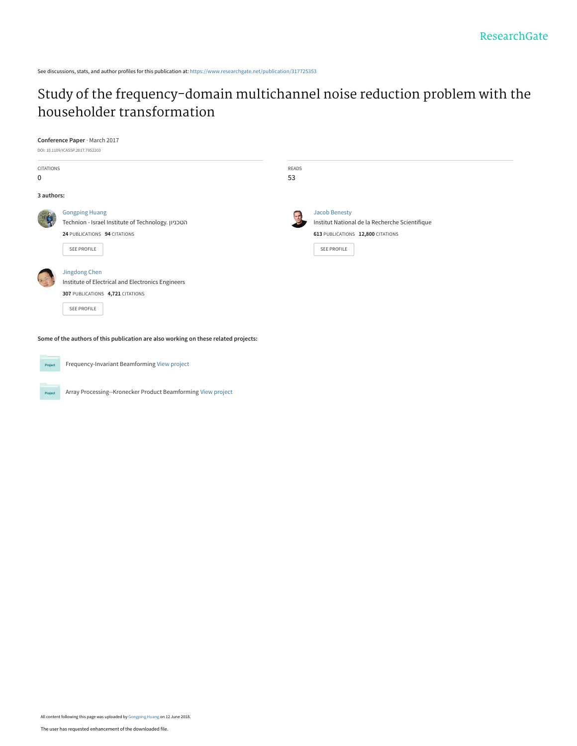ResearchGate

See discussions, stats, and author profiles for this publication at: https://www.researchgate.net/publication/317725353

# Study of the frequency-domain multichannel noise reduction problem with the householder transformation

**Conference Paper** · March 2017

DOI: 10.1109/ICASSP.2017.7952203

| CITATIONS | READS |
|---|---|
| 0 | 53 |

**3 authors:**

**Gongping Huang**
Technion - Israel Institute of Technology. הטכניון
**24** PUBLICATIONS **94** CITATIONS
SEE PROFILE

**Jacob Benesty**
Institut National de la Recherche Scientifique
**613** PUBLICATIONS **12,800** CITATIONS
SEE PROFILE

**Jingdong Chen**
Institute of Electrical and Electronics Engineers
**307** PUBLICATIONS **4,721** CITATIONS
SEE PROFILE

**Some of the authors of this publication are also working on these related projects:**

Frequency-Invariant Beamforming View project

Array Processing--Kronecker Product Beamforming View project

All content following this page was uploaded by Gongping Huang on 12 June 2018.

The user has requested enhancement of the downloaded file.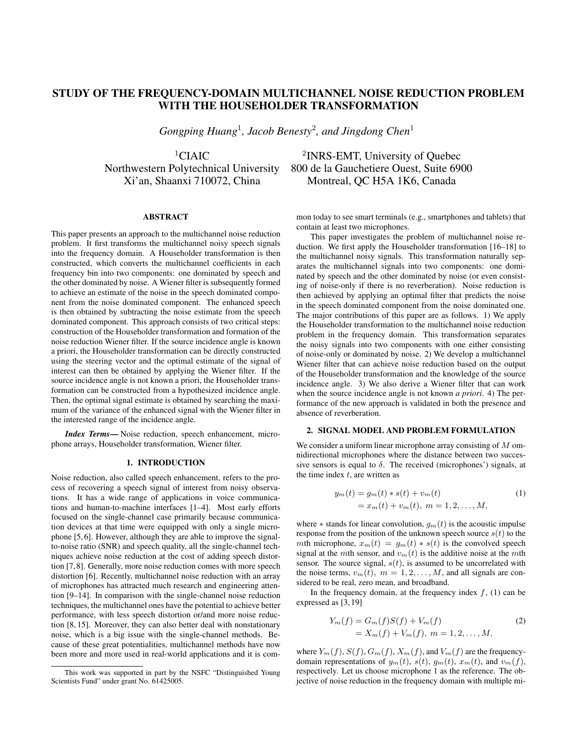# STUDY OF THE FREQUENCY-DOMAIN MULTICHANNEL NOISE REDUCTION PROBLEM WITH THE HOUSEHOLDER TRANSFORMATION

*Gongping Huang*[1], *Jacob Benesty*[2], *and Jingdong Chen*[1]

[1]CIAIC
Northwestern Polytechnical University
Xi'an, Shaanxi 710072, China

[2]INRS-EMT, University of Quebec
800 de la Gauchetiere Ouest, Suite 6900
Montreal, QC H5A 1K6, Canada

## ABSTRACT

This paper presents an approach to the multichannel noise reduction problem. It first transforms the multichannel noisy speech signals into the frequency domain. A Householder transformation is then constructed, which converts the multichannel coefficients in each frequency bin into two components: one dominated by speech and the other dominated by noise. A Wiener filter is subsequently formed to achieve an estimate of the noise in the speech dominated component from the noise dominated component. The enhanced speech is then obtained by subtracting the noise estimate from the speech dominated component. This approach consists of two critical steps: construction of the Householder transformation and formation of the noise reduction Wiener filter. If the source incidence angle is known a priori, the Householder transformation can be directly constructed using the steering vector and the optimal estimate of the signal of interest can then be obtained by applying the Wiener filter. If the source incidence angle is not known a priori, the Householder transformation can be constructed from a hypothesized incidence angle. Then, the optimal signal estimate is obtained by searching the maximum of the variance of the enhanced signal with the Wiener filter in the interested range of the incidence angle.

***Index Terms*—** Noise reduction, speech enhancement, microphone arrays, Householder transformation, Wiener filter.

## 1. INTRODUCTION

Noise reduction, also called speech enhancement, refers to the process of recovering a speech signal of interest from noisy observations. It has a wide range of applications in voice communications and human-to-machine interfaces [1–4]. Most early efforts focused on the single-channel case primarily because communication devices at that time were equipped with only a single microphone [5, 6]. However, although they are able to improve the signal-to-noise ratio (SNR) and speech quality, all the single-channel techniques achieve noise reduction at the cost of adding speech distortion [7, 8]. Generally, more noise reduction comes with more speech distortion [6]. Recently, multichannel noise reduction with an array of microphones has attracted much research and engineering attention [9–14]. In comparison with the single-channel noise reduction techniques, the multichannel ones have the potential to achieve better performance, with less speech distortion or/and more noise reduction [8, 15]. Moreover, they can also better deal with nonstationary noise, which is a big issue with the single-channel methods. Because of these great potentialities, multichannel methods have now been more and more used in real-world applications and it is common today to see smart terminals (e.g., smartphones and tablets) that contain at least two microphones.

This paper investigates the problem of multichannel noise reduction. We first apply the Householder transformation [16–18] to the multichannel noisy signals. This transformation naturally separates the multichannel signals into two components: one dominated by speech and the other dominated by noise (or even consisting of noise-only if there is no reverberation). Noise reduction is then achieved by applying an optimal filter that predicts the noise in the speech dominated component from the noise dominated one. The major contributions of this paper are as follows. 1) We apply the Householder transformation to the multichannel noise reduction problem in the frequency domain. This transformation separates the noisy signals into two components with one either consisting of noise-only or dominated by noise. 2) We develop a multichannel Wiener filter that can achieve noise reduction based on the output of the Householder transformation and the knowledge of the source incidence angle. 3) We also derive a Wiener filter that can work when the source incidence angle is not known *a priori*. 4) The performance of the new approach is validated in both the presence and absence of reverberation.

## 2. SIGNAL MODEL AND PROBLEM FORMULATION

We consider a uniform linear microphone array consisting of $M$ omnidirectional microphones where the distance between two successive sensors is equal to $\delta$. The received (microphones') signals, at the time index $t$, are written as

$$
\begin{aligned}
y_m(t) &= g_m(t) * s(t) + v_m(t) \\
&= x_m(t) + v_m(t),\ m = 1, 2, \ldots, M,
\end{aligned}
\tag{1}
$$

where $*$ stands for linear convolution, $g_m(t)$ is the acoustic impulse response from the position of the unknown speech source $s(t)$ to the $m$th microphone, $x_m(t) = g_m(t) * s(t)$ is the convolved speech signal at the $m$th sensor, and $v_m(t)$ is the additive noise at the $m$th sensor. The source signal, $s(t)$, is assumed to be uncorrelated with the noise terms, $v_m(t),\ m = 1, 2, \ldots, M$, and all signals are considered to be real, zero mean, and broadband.

In the frequency domain, at the frequency index $f$, (1) can be expressed as [3, 19]

$$
\begin{aligned}
Y_m(f) &= G_m(f)S(f) + V_m(f) \\
&= X_m(f) + V_m(f),\ m = 1, 2, \ldots, M,
\end{aligned}
\tag{2}
$$

where $Y_m(f)$, $S(f)$, $G_m(f)$, $X_m(f)$, and $V_m(f)$ are the frequency-domain representations of $y_m(t)$, $s(t)$, $g_m(t)$, $x_m(t)$, and $v_m(f)$, respectively. Let us choose microphone 1 as the reference. The objective of noise reduction in the frequency domain with multiple mi-

This work was supported in part by the NSFC "Distinguished Young Scientists Fund" under grant No. 61425005.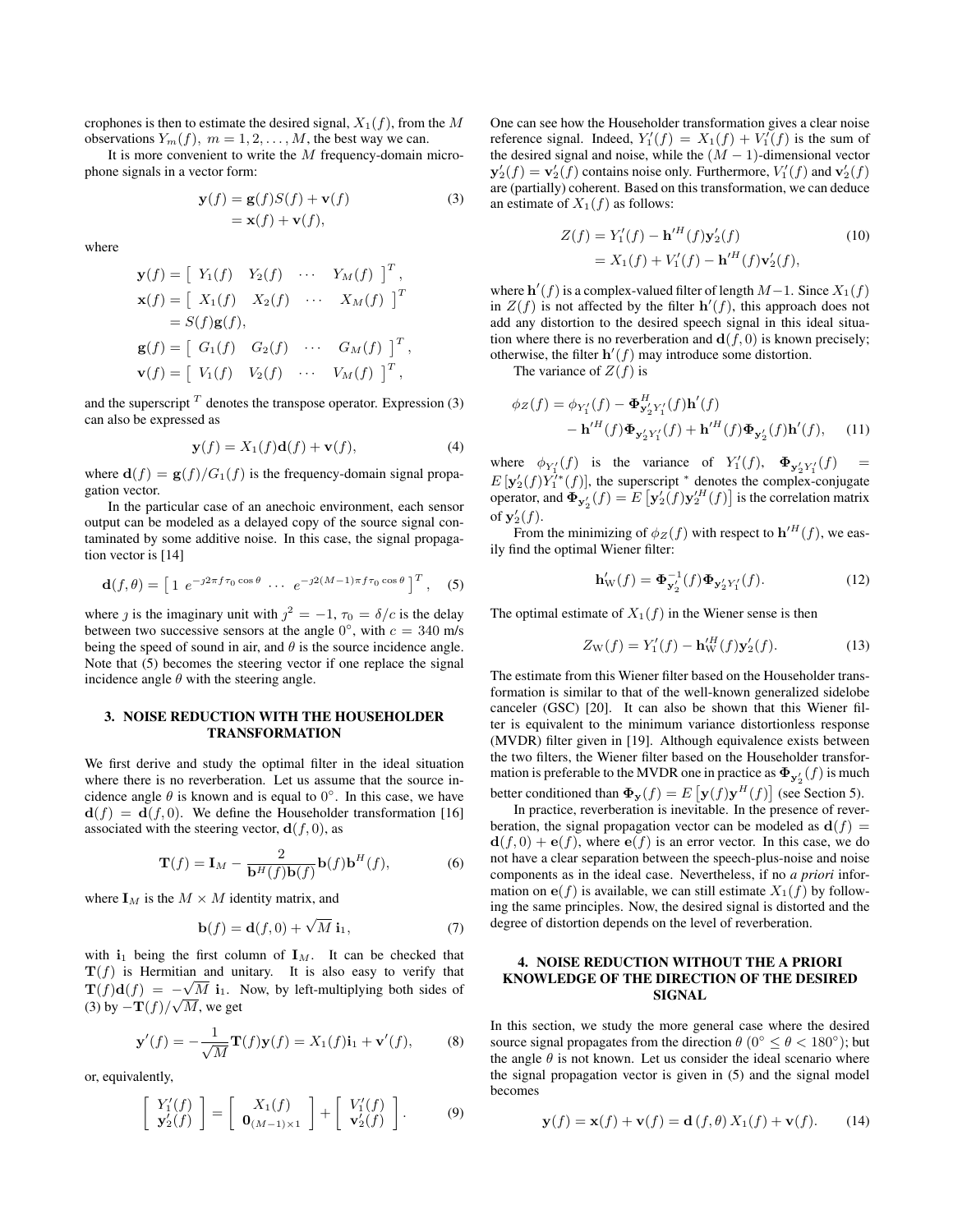crophones is then to estimate the desired signal, $X_1(f)$, from the $M$ observations $Y_m(f),\ m = 1, 2, \ldots, M$, the best way we can.

It is more convenient to write the $M$ frequency-domain microphone signals in a vector form:

$$
\begin{aligned}
\mathbf{y}(f) &= \mathbf{g}(f)S(f) + \mathbf{v}(f) \\
&= \mathbf{x}(f) + \mathbf{v}(f),
\end{aligned} \tag{3}
$$

where

$$
\begin{aligned}
\mathbf{y}(f) &= \left[\begin{array}{cccc} Y_1(f) & Y_2(f) & \cdots & Y_M(f) \end{array}\right]^T, \\
\mathbf{x}(f) &= \left[\begin{array}{cccc} X_1(f) & X_2(f) & \cdots & X_M(f) \end{array}\right]^T \\
&= S(f)\mathbf{g}(f), \\
\mathbf{g}(f) &= \left[\begin{array}{cccc} G_1(f) & G_2(f) & \cdots & G_M(f) \end{array}\right]^T, \\
\mathbf{v}(f) &= \left[\begin{array}{cccc} V_1(f) & V_2(f) & \cdots & V_M(f) \end{array}\right]^T,
\end{aligned}
$$

and the superscript $^T$ denotes the transpose operator. Expression (3) can also be expressed as

$$
\mathbf{y}(f) = X_1(f)\mathbf{d}(f) + \mathbf{v}(f), \tag{4}
$$

where $\mathbf{d}(f) = \mathbf{g}(f)/G_1(f)$ is the frequency-domain signal propagation vector.

In the particular case of an anechoic environment, each sensor output can be modeled as a delayed copy of the source signal contaminated by some additive noise. In this case, the signal propagation vector is [14]

$$
\mathbf{d}(f, \theta) = \left[\begin{array}{cccc} 1 & e^{-\jmath 2\pi f \tau_0 \cos\theta} & \cdots & e^{-\jmath 2(M-1)\pi f \tau_0 \cos\theta} \end{array}\right]^T, \tag{5}
$$

where $\jmath$ is the imaginary unit with $\jmath^2 = -1$, $\tau_0 = \delta/c$ is the delay between two successive sensors at the angle $0^\circ$, with $c = 340$ m/s being the speed of sound in air, and $\theta$ is the source incidence angle. Note that (5) becomes the steering vector if one replace the signal incidence angle $\theta$ with the steering angle.

## 3. NOISE REDUCTION WITH THE HOUSEHOLDER TRANSFORMATION

We first derive and study the optimal filter in the ideal situation where there is no reverberation. Let us assume that the source incidence angle $\theta$ is known and is equal to $0^\circ$. In this case, we have $\mathbf{d}(f) = \mathbf{d}(f, 0)$. We define the Householder transformation [16] associated with the steering vector, $\mathbf{d}(f, 0)$, as

$$
\mathbf{T}(f) = \mathbf{I}_M - \frac{2}{\mathbf{b}^H(f)\mathbf{b}(f)}\mathbf{b}(f)\mathbf{b}^H(f), \tag{6}
$$

where $\mathbf{I}_M$ is the $M \times M$ identity matrix, and

$$
\mathbf{b}(f) = \mathbf{d}(f, 0) + \sqrt{M}\,\mathbf{i}_1, \tag{7}
$$

with $\mathbf{i}_1$ being the first column of $\mathbf{I}_M$. It can be checked that $\mathbf{T}(f)$ is Hermitian and unitary. It is also easy to verify that $\mathbf{T}(f)\mathbf{d}(f) = -\sqrt{M}\,\mathbf{i}_1$. Now, by left-multiplying both sides of (3) by $-\mathbf{T}(f)/\sqrt{M}$, we get

$$
\mathbf{y}'(f) = -\frac{1}{\sqrt{M}}\mathbf{T}(f)\mathbf{y}(f) = X_1(f)\mathbf{i}_1 + \mathbf{v}'(f), \tag{8}
$$

or, equivalently,

$$
\left[\begin{array}{c} Y_1'(f) \\ \mathbf{y}_2'(f) \end{array}\right] = \left[\begin{array}{c} X_1(f) \\ \mathbf{0}_{(M-1)\times 1} \end{array}\right] + \left[\begin{array}{c} V_1'(f) \\ \mathbf{v}_2'(f) \end{array}\right]. \tag{9}
$$

One can see how the Householder transformation gives a clear noise reference signal. Indeed, $Y_1'(f) = X_1(f) + V_1'(f)$ is the sum of the desired signal and noise, while the $(M-1)$-dimensional vector $\mathbf{y}_2'(f) = \mathbf{v}_2'(f)$ contains noise only. Furthermore, $V_1'(f)$ and $\mathbf{v}_2'(f)$ are (partially) coherent. Based on this transformation, we can deduce an estimate of $X_1(f)$ as follows:

$$
\begin{aligned}
Z(f) &= Y_1'(f) - \mathbf{h}'^H(f)\mathbf{y}_2'(f) \\
&= X_1(f) + V_1'(f) - \mathbf{h}'^H(f)\mathbf{v}_2'(f),
\end{aligned} \tag{10}
$$

where $\mathbf{h}'(f)$ is a complex-valued filter of length $M-1$. Since $X_1(f)$ in $Z(f)$ is not affected by the filter $\mathbf{h}'(f)$, this approach does not add any distortion to the desired speech signal in this ideal situation where there is no reverberation and $\mathbf{d}(f, 0)$ is known precisely; otherwise, the filter $\mathbf{h}'(f)$ may introduce some distortion.

The variance of $Z(f)$ is

$$
\begin{aligned}
\phi_Z(f) = \phi_{Y_1'}(f) &- \mathbf{\Phi}^H_{\mathbf{y}_2' Y_1'}(f)\mathbf{h}'(f) \\
&- \mathbf{h}'^H(f)\mathbf{\Phi}_{\mathbf{y}_2' Y_1'}(f) + \mathbf{h}'^H(f)\mathbf{\Phi}_{\mathbf{y}_2'}(f)\mathbf{h}'(f),
\end{aligned} \tag{11}
$$

where $\phi_{Y_1'}(f)$ is the variance of $Y_1'(f)$, $\mathbf{\Phi}_{\mathbf{y}_2' Y_1'}(f) = E\left[\mathbf{y}_2'(f)Y_1'^*(f)\right]$, the superscript $^*$ denotes the complex-conjugate operator, and $\mathbf{\Phi}_{\mathbf{y}_2'}(f) = E\left[\mathbf{y}_2'(f)\mathbf{y}_2'^H(f)\right]$ is the correlation matrix of $\mathbf{y}_2'(f)$.

From the minimizing of $\phi_Z(f)$ with respect to $\mathbf{h}'^H(f)$, we easily find the optimal Wiener filter:

$$
\mathbf{h}'_{\mathrm{W}}(f) = \mathbf{\Phi}^{-1}_{\mathbf{y}_2'}(f)\mathbf{\Phi}_{\mathbf{y}_2' Y_1'}(f). \tag{12}
$$

The optimal estimate of $X_1(f)$ in the Wiener sense is then

$$
Z_{\mathrm{W}}(f) = Y_1'(f) - \mathbf{h}'^H_{\mathrm{W}}(f)\mathbf{y}_2'(f). \tag{13}
$$

The estimate from this Wiener filter based on the Householder transformation is similar to that of the well-known generalized sidelobe canceler (GSC) [20]. It can also be shown that this Wiener filter is equivalent to the minimum variance distortionless response (MVDR) filter given in [19]. Although equivalence exists between the two filters, the Wiener filter based on the Householder transformation is preferable to the MVDR one in practice as $\mathbf{\Phi}_{\mathbf{y}_2'}(f)$ is much better conditioned than $\mathbf{\Phi}_{\mathbf{y}}(f) = E\left[\mathbf{y}(f)\mathbf{y}^H(f)\right]$ (see Section 5).

In practice, reverberation is inevitable. In the presence of reverberation, the signal propagation vector can be modeled as $\mathbf{d}(f) = \mathbf{d}(f, 0) + \mathbf{e}(f)$, where $\mathbf{e}(f)$ is an error vector. In this case, we do not have a clear separation between the speech-plus-noise and noise components as in the ideal case. Nevertheless, if no *a priori* information on $\mathbf{e}(f)$ is available, we can still estimate $X_1(f)$ by following the same principles. Now, the desired signal is distorted and the degree of distortion depends on the level of reverberation.

## 4. NOISE REDUCTION WITHOUT THE A PRIORI KNOWLEDGE OF THE DIRECTION OF THE DESIRED SIGNAL

In this section, we study the more general case where the desired source signal propagates from the direction $\theta$ ($0^\circ \le \theta < 180^\circ$); but the angle $\theta$ is not known. Let us consider the ideal scenario where the signal propagation vector is given in (5) and the signal model becomes

$$
\mathbf{y}(f) = \mathbf{x}(f) + \mathbf{v}(f) = \mathbf{d}\left(f, \theta\right)X_1(f) + \mathbf{v}(f). \tag{14}
$$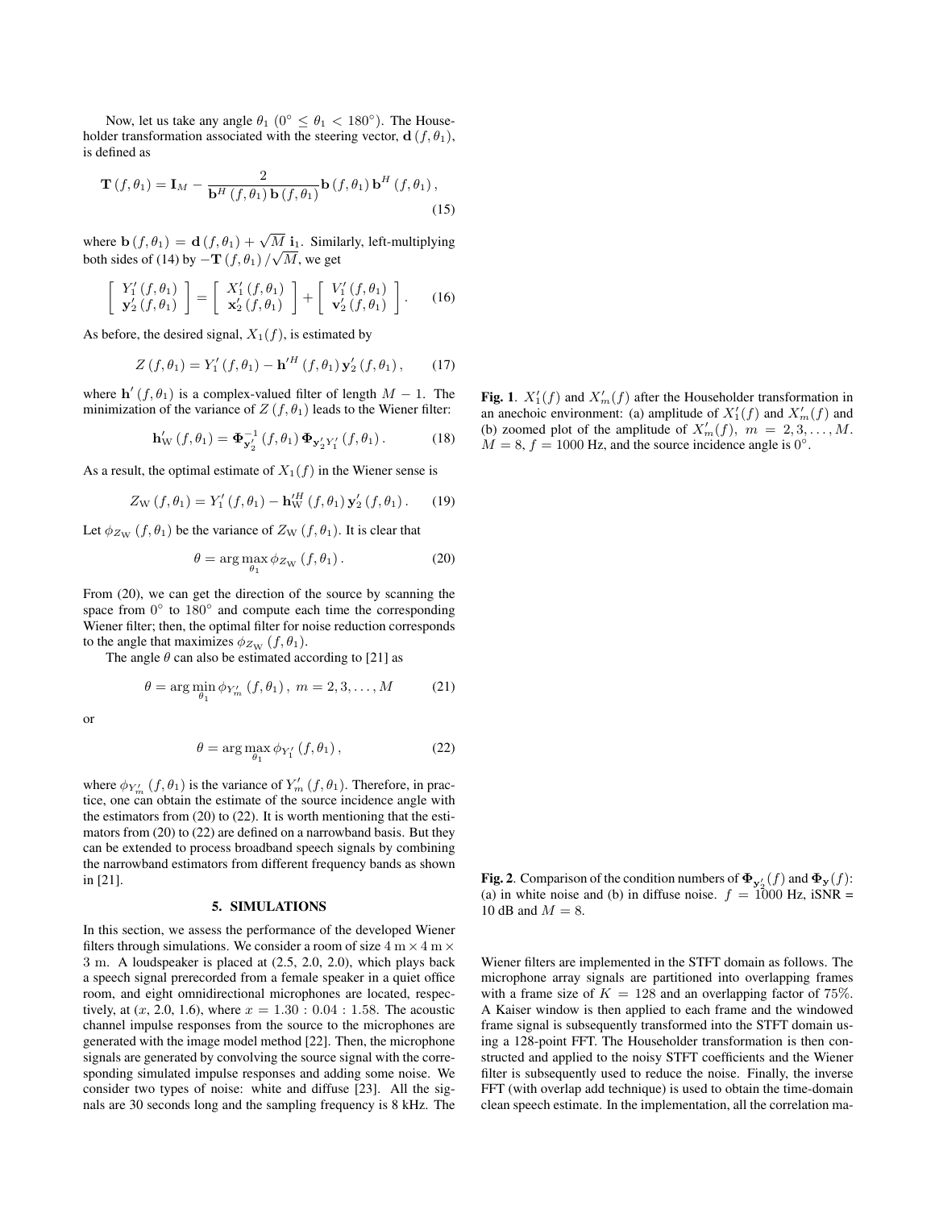Now, let us take any angle $\theta_1$ ($0^\circ \leq \theta_1 < 180^\circ$). The Householder transformation associated with the steering vector, $\mathbf{d}(f, \theta_1)$, is defined as

$$\mathbf{T}(f, \theta_1) = \mathbf{I}_M - \frac{2}{\mathbf{b}^H(f, \theta_1)\, \mathbf{b}(f, \theta_1)} \mathbf{b}(f, \theta_1)\, \mathbf{b}^H(f, \theta_1), \tag{15}$$

where $\mathbf{b}(f, \theta_1) = \mathbf{d}(f, \theta_1) + \sqrt{M}\, \mathbf{i}_1$. Similarly, left-multiplying both sides of (14) by $-\mathbf{T}(f, \theta_1)/\sqrt{M}$, we get

$$\begin{bmatrix} Y_1'(f, \theta_1) \\ \mathbf{y}_2'(f, \theta_1) \end{bmatrix} = \begin{bmatrix} X_1'(f, \theta_1) \\ \mathbf{x}_2'(f, \theta_1) \end{bmatrix} + \begin{bmatrix} V_1'(f, \theta_1) \\ \mathbf{v}_2'(f, \theta_1) \end{bmatrix}. \tag{16}$$

As before, the desired signal, $X_1(f)$, is estimated by

$$Z(f, \theta_1) = Y_1'(f, \theta_1) - \mathbf{h}'^H(f, \theta_1)\, \mathbf{y}_2'(f, \theta_1), \tag{17}$$

where $\mathbf{h}'(f, \theta_1)$ is a complex-valued filter of length $M - 1$. The minimization of the variance of $Z(f, \theta_1)$ leads to the Wiener filter:

$$\mathbf{h}_{\mathrm{W}}'(f, \theta_1) = \mathbf{\Phi}_{\mathbf{y}_2'}^{-1}(f, \theta_1)\, \mathbf{\Phi}_{\mathbf{y}_2' Y_1'}(f, \theta_1). \tag{18}$$

As a result, the optimal estimate of $X_1(f)$ in the Wiener sense is

$$Z_{\mathrm{W}}(f, \theta_1) = Y_1'(f, \theta_1) - \mathbf{h}_{\mathrm{W}}'^H(f, \theta_1)\, \mathbf{y}_2'(f, \theta_1). \tag{19}$$

Let $\phi_{Z_{\mathrm{W}}}(f, \theta_1)$ be the variance of $Z_{\mathrm{W}}(f, \theta_1)$. It is clear that

$$\theta = \arg\max_{\theta_1} \phi_{Z_{\mathrm{W}}}(f, \theta_1). \tag{20}$$

From (20), we can get the direction of the source by scanning the space from $0^\circ$ to $180^\circ$ and compute each time the corresponding Wiener filter; then, the optimal filter for noise reduction corresponds to the angle that maximizes $\phi_{Z_{\mathrm{W}}}(f, \theta_1)$.

The angle $\theta$ can also be estimated according to [21] as

$$\theta = \arg\min_{\theta_1} \phi_{Y_m'}(f, \theta_1),\ m = 2, 3, \ldots, M \tag{21}$$

or

$$\theta = \arg\max_{\theta_1} \phi_{Y_1'}(f, \theta_1), \tag{22}$$

where $\phi_{Y_m'}(f, \theta_1)$ is the variance of $Y_m'(f, \theta_1)$. Therefore, in practice, one can obtain the estimate of the source incidence angle with the estimators from (20) to (22). It is worth mentioning that the estimators from (20) to (22) are defined on a narrowband basis. But they can be extended to process broadband speech signals by combining the narrowband estimators from different frequency bands as shown in [21].

## 5. SIMULATIONS

In this section, we assess the performance of the developed Wiener filters through simulations. We consider a room of size $4\ \mathrm{m} \times 4\ \mathrm{m} \times 3\ \mathrm{m}$. A loudspeaker is placed at (2.5, 2.0, 2.0), which plays back a speech signal prerecorded from a female speaker in a quiet office room, and eight omnidirectional microphones are located, respectively, at ($x$, 2.0, 1.6), where $x = 1.30 : 0.04 : 1.58$. The acoustic channel impulse responses from the source to the microphones are generated with the image model method [22]. Then, the microphone signals are generated by convolving the source signal with the corresponding simulated impulse responses and adding some noise. We consider two types of noise: white and diffuse [23]. All the signals are 30 seconds long and the sampling frequency is 8 kHz. The Wiener filters are implemented in the STFT domain as follows. The microphone array signals are partitioned into overlapping frames with a frame size of $K = 128$ and an overlapping factor of 75%. A Kaiser window is then applied to each frame and the windowed frame signal is subsequently transformed into the STFT domain using a 128-point FFT. The Householder transformation is then constructed and applied to the noisy STFT coefficients and the Wiener filter is subsequently used to reduce the noise. Finally, the inverse FFT (with overlap add technique) is used to obtain the time-domain clean speech estimate. In the implementation, all the correlation ma-

**Fig. 1**. $X_1'(f)$ and $X_m'(f)$ after the Householder transformation in an anechoic environment: (a) amplitude of $X_1'(f)$ and $X_m'(f)$ and (b) zoomed plot of the amplitude of $X_m'(f),\ m = 2, 3, \ldots, M$. $M = 8$, $f = 1000$ Hz, and the source incidence angle is $0^\circ$.

**Fig. 2**. Comparison of the condition numbers of $\mathbf{\Phi}_{\mathbf{y}_2'}(f)$ and $\mathbf{\Phi}_{\mathbf{y}}(f)$: (a) in white noise and (b) in diffuse noise. $f = 1000$ Hz, iSNR = 10 dB and $M = 8$.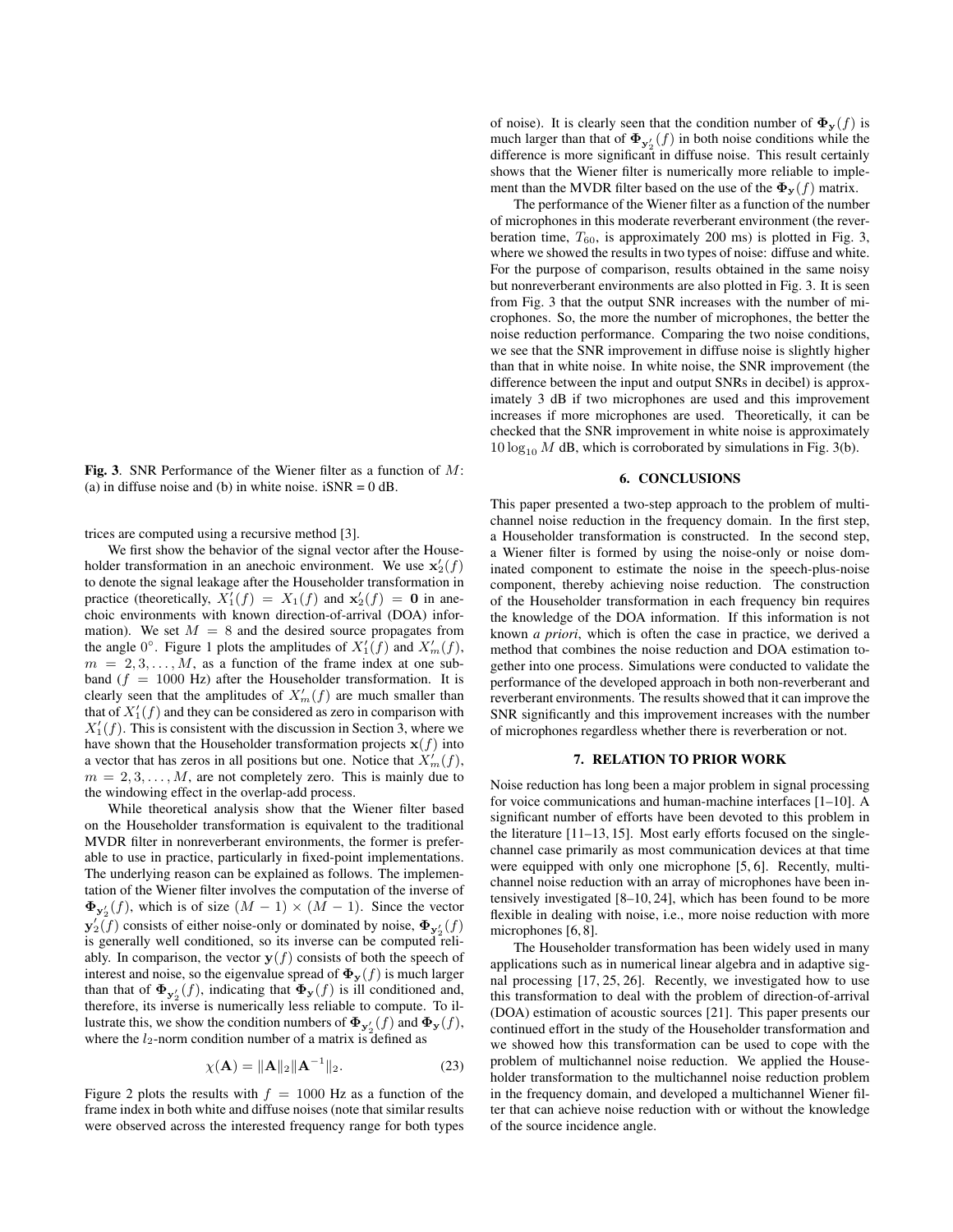**Fig. 3**. SNR Performance of the Wiener filter as a function of $M$: (a) in diffuse noise and (b) in white noise. iSNR = 0 dB.

trices are computed using a recursive method [3].

We first show the behavior of the signal vector after the Householder transformation in an anechoic environment. We use $\mathbf{x}_2'(f)$ to denote the signal leakage after the Householder transformation in practice (theoretically, $X_1'(f) = X_1(f)$ and $\mathbf{x}_2'(f) = \mathbf{0}$ in anechoic environments with known direction-of-arrival (DOA) information). We set $M = 8$ and the desired source propagates from the angle $0^\circ$. Figure 1 plots the amplitudes of $X_1'(f)$ and $X_m'(f)$, $m = 2, 3, \ldots, M$, as a function of the frame index at one subband ($f = 1000$ Hz) after the Householder transformation. It is clearly seen that the amplitudes of $X_m'(f)$ are much smaller than that of $X_1'(f)$ and they can be considered as zero in comparison with $X_1'(f)$. This is consistent with the discussion in Section 3, where we have shown that the Householder transformation projects $\mathbf{x}(f)$ into a vector that has zeros in all positions but one. Notice that $X_m'(f)$, $m = 2, 3, \ldots, M$, are not completely zero. This is mainly due to the windowing effect in the overlap-add process.

While theoretical analysis show that the Wiener filter based on the Householder transformation is equivalent to the traditional MVDR filter in nonreverberant environments, the former is preferable to use in practice, particularly in fixed-point implementations. The underlying reason can be explained as follows. The implementation of the Wiener filter involves the computation of the inverse of $\mathbf{\Phi}_{\mathbf{y}_2'}(f)$, which is of size $(M-1) \times (M-1)$. Since the vector $\mathbf{y}_2'(f)$ consists of either noise-only or dominated by noise, $\mathbf{\Phi}_{\mathbf{y}_2'}(f)$ is generally well conditioned, so its inverse can be computed reliably. In comparison, the vector $\mathbf{y}(f)$ consists of both the speech of interest and noise, so the eigenvalue spread of $\mathbf{\Phi}_{\mathbf{y}}(f)$ is much larger than that of $\mathbf{\Phi}_{\mathbf{y}_2'}(f)$, indicating that $\mathbf{\Phi}_{\mathbf{y}}(f)$ is ill conditioned and, therefore, its inverse is numerically less reliable to compute. To illustrate this, we show the condition numbers of $\mathbf{\Phi}_{\mathbf{y}_2'}(f)$ and $\mathbf{\Phi}_{\mathbf{y}}(f)$, where the $l_2$-norm condition number of a matrix is defined as

$$\chi(\mathbf{A}) = \|\mathbf{A}\|_2 \|\mathbf{A}^{-1}\|_2. \tag{23}$$

Figure 2 plots the results with $f = 1000$ Hz as a function of the frame index in both white and diffuse noises (note that similar results were observed across the interested frequency range for both types of noise). It is clearly seen that the condition number of $\mathbf{\Phi}_{\mathbf{y}}(f)$ is much larger than that of $\mathbf{\Phi}_{\mathbf{y}_2'}(f)$ in both noise conditions while the difference is more significant in diffuse noise. This result certainly shows that the Wiener filter is numerically more reliable to implement than the MVDR filter based on the use of the $\mathbf{\Phi}_{\mathbf{y}}(f)$ matrix.

The performance of the Wiener filter as a function of the number of microphones in this moderate reverberant environment (the reverberation time, $T_{60}$, is approximately 200 ms) is plotted in Fig. 3, where we showed the results in two types of noise: diffuse and white. For the purpose of comparison, results obtained in the same noisy but nonreverberant environments are also plotted in Fig. 3. It is seen from Fig. 3 that the output SNR increases with the number of microphones. So, the more the number of microphones, the better the noise reduction performance. Comparing the two noise conditions, we see that the SNR improvement in diffuse noise is slightly higher than that in white noise. In white noise, the SNR improvement (the difference between the input and output SNRs in decibel) is approximately 3 dB if two microphones are used and this improvement increases if more microphones are used. Theoretically, it can be checked that the SNR improvement in white noise is approximately $10 \log_{10} M$ dB, which is corroborated by simulations in Fig. 3(b).

## 6. CONCLUSIONS

This paper presented a two-step approach to the problem of multichannel noise reduction in the frequency domain. In the first step, a Householder transformation is constructed. In the second step, a Wiener filter is formed by using the noise-only or noise dominated component to estimate the noise in the speech-plus-noise component, thereby achieving noise reduction. The construction of the Householder transformation in each frequency bin requires the knowledge of the DOA information. If this information is not known *a priori*, which is often the case in practice, we derived a method that combines the noise reduction and DOA estimation together into one process. Simulations were conducted to validate the performance of the developed approach in both non-reverberant and reverberant environments. The results showed that it can improve the SNR significantly and this improvement increases with the number of microphones regardless whether there is reverberation or not.

## 7. RELATION TO PRIOR WORK

Noise reduction has long been a major problem in signal processing for voice communications and human-machine interfaces [1–10]. A significant number of efforts have been devoted to this problem in the literature [11–13, 15]. Most early efforts focused on the single-channel case primarily as most communication devices at that time were equipped with only one microphone [5, 6]. Recently, multichannel noise reduction with an array of microphones have been intensively investigated [8–10, 24], which has been found to be more flexible in dealing with noise, i.e., more noise reduction with more microphones [6, 8].

The Householder transformation has been widely used in many applications such as in numerical linear algebra and in adaptive signal processing [17, 25, 26]. Recently, we investigated how to use this transformation to deal with the problem of direction-of-arrival (DOA) estimation of acoustic sources [21]. This paper presents our continued effort in the study of the Householder transformation and we showed how this transformation can be used to cope with the problem of multichannel noise reduction. We applied the Householder transformation to the multichannel noise reduction problem in the frequency domain, and developed a multichannel Wiener filter that can achieve noise reduction with or without the knowledge of the source incidence angle.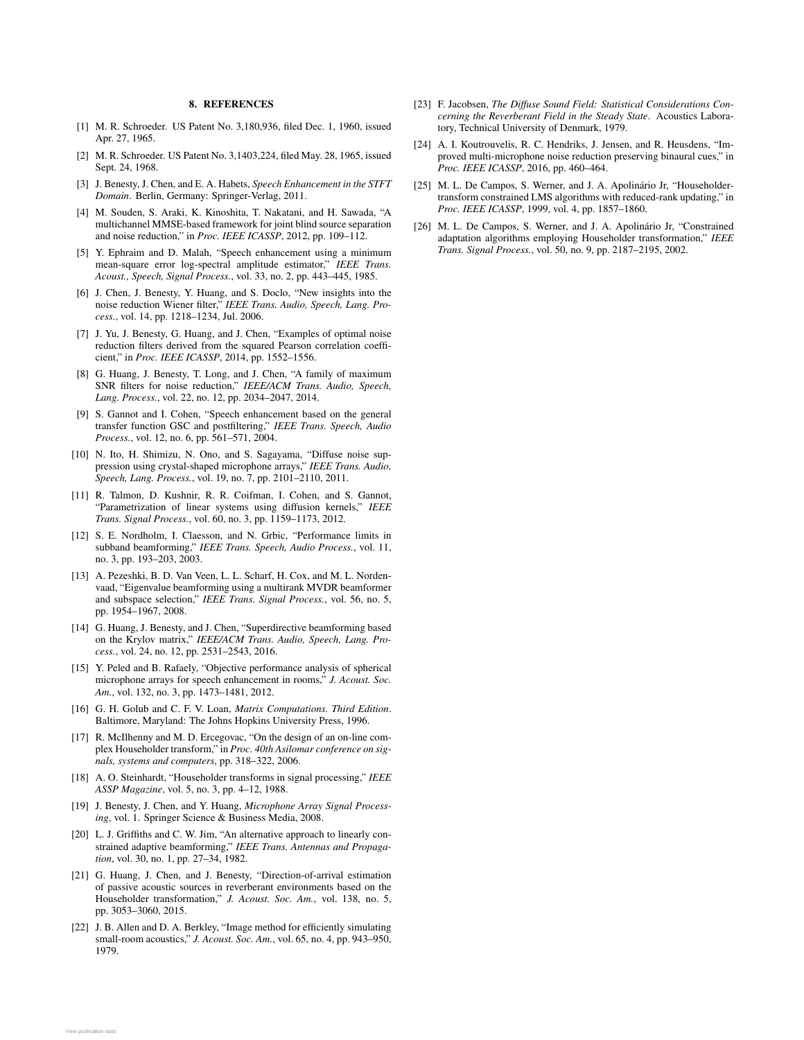## 8. REFERENCES

[1] M. R. Schroeder. US Patent No. 3,180,936, filed Dec. 1, 1960, issued Apr. 27, 1965.

[2] M. R. Schroeder. US Patent No. 3,1403,224, filed May. 28, 1965, issued Sept. 24, 1968.

[3] J. Benesty, J. Chen, and E. A. Habets, *Speech Enhancement in the STFT Domain*. Berlin, Germany: Springer-Verlag, 2011.

[4] M. Souden, S. Araki, K. Kinoshita, T. Nakatani, and H. Sawada, "A multichannel MMSE-based framework for joint blind source separation and noise reduction," in *Proc. IEEE ICASSP*, 2012, pp. 109–112.

[5] Y. Ephraim and D. Malah, "Speech enhancement using a minimum mean-square error log-spectral amplitude estimator," *IEEE Trans. Acoust., Speech, Signal Process.*, vol. 33, no. 2, pp. 443–445, 1985.

[6] J. Chen, J. Benesty, Y. Huang, and S. Doclo, "New insights into the noise reduction Wiener filter," *IEEE Trans. Audio, Speech, Lang. Process.*, vol. 14, pp. 1218–1234, Jul. 2006.

[7] J. Yu, J. Benesty, G. Huang, and J. Chen, "Examples of optimal noise reduction filters derived from the squared Pearson correlation coefficient," in *Proc. IEEE ICASSP*, 2014, pp. 1552–1556.

[8] G. Huang, J. Benesty, T. Long, and J. Chen, "A family of maximum SNR filters for noise reduction," *IEEE/ACM Trans. Audio, Speech, Lang. Process.*, vol. 22, no. 12, pp. 2034–2047, 2014.

[9] S. Gannot and I. Cohen, "Speech enhancement based on the general transfer function GSC and postfiltering," *IEEE Trans. Speech, Audio Process.*, vol. 12, no. 6, pp. 561–571, 2004.

[10] N. Ito, H. Shimizu, N. Ono, and S. Sagayama, "Diffuse noise suppression using crystal-shaped microphone arrays," *IEEE Trans. Audio, Speech, Lang. Process.*, vol. 19, no. 7, pp. 2101–2110, 2011.

[11] R. Talmon, D. Kushnir, R. R. Coifman, I. Cohen, and S. Gannot, "Parametrization of linear systems using diffusion kernels," *IEEE Trans. Signal Process.*, vol. 60, no. 3, pp. 1159–1173, 2012.

[12] S. E. Nordholm, I. Claesson, and N. Grbic, "Performance limits in subband beamforming," *IEEE Trans. Speech, Audio Process.*, vol. 11, no. 3, pp. 193–203, 2003.

[13] A. Pezeshki, B. D. Van Veen, L. L. Scharf, H. Cox, and M. L. Nordenvaad, "Eigenvalue beamforming using a multirank MVDR beamformer and subspace selection," *IEEE Trans. Signal Process.*, vol. 56, no. 5, pp. 1954–1967, 2008.

[14] G. Huang, J. Benesty, and J. Chen, "Superdirective beamforming based on the Krylov matrix," *IEEE/ACM Trans. Audio, Speech, Lang. Process.*, vol. 24, no. 12, pp. 2531–2543, 2016.

[15] Y. Peled and B. Rafaely, "Objective performance analysis of spherical microphone arrays for speech enhancement in rooms," *J. Acoust. Soc. Am.*, vol. 132, no. 3, pp. 1473–1481, 2012.

[16] G. H. Golub and C. F. V. Loan, *Matrix Computations. Third Edition*. Baltimore, Maryland: The Johns Hopkins University Press, 1996.

[17] R. McIlhenny and M. D. Ercegovac, "On the design of an on-line complex Householder transform," in *Proc. 40th Asilomar conference on signals, systems and computers*, pp. 318–322, 2006.

[18] A. O. Steinhardt, "Householder transforms in signal processing," *IEEE ASSP Magazine*, vol. 5, no. 3, pp. 4–12, 1988.

[19] J. Benesty, J. Chen, and Y. Huang, *Microphone Array Signal Processing*, vol. 1. Springer Science & Business Media, 2008.

[20] L. J. Griffiths and C. W. Jim, "An alternative approach to linearly constrained adaptive beamforming," *IEEE Trans. Antennas and Propagation*, vol. 30, no. 1, pp. 27–34, 1982.

[21] G. Huang, J. Chen, and J. Benesty, "Direction-of-arrival estimation of passive acoustic sources in reverberant environments based on the Householder transformation," *J. Acoust. Soc. Am.*, vol. 138, no. 5, pp. 3053–3060, 2015.

[22] J. B. Allen and D. A. Berkley, "Image method for efficiently simulating small-room acoustics," *J. Acoust. Soc. Am.*, vol. 65, no. 4, pp. 943–950, 1979.

[23] F. Jacobsen, *The Diffuse Sound Field: Statistical Considerations Concerning the Reverberant Field in the Steady State*. Acoustics Laboratory, Technical University of Denmark, 1979.

[24] A. I. Koutrouvelis, R. C. Hendriks, J. Jensen, and R. Heusdens, "Improved multi-microphone noise reduction preserving binaural cues," in *Proc. IEEE ICASSP*, 2016, pp. 460–464.

[25] M. L. De Campos, S. Werner, and J. A. Apolinário Jr, "Householder-transform constrained LMS algorithms with reduced-rank updating," in *Proc. IEEE ICASSP*, 1999, vol. 4, pp. 1857–1860.

[26] M. L. De Campos, S. Werner, and J. A. Apolinário Jr, "Constrained adaptation algorithms employing Householder transformation," *IEEE Trans. Signal Process.*, vol. 50, no. 9, pp. 2187–2195, 2002.